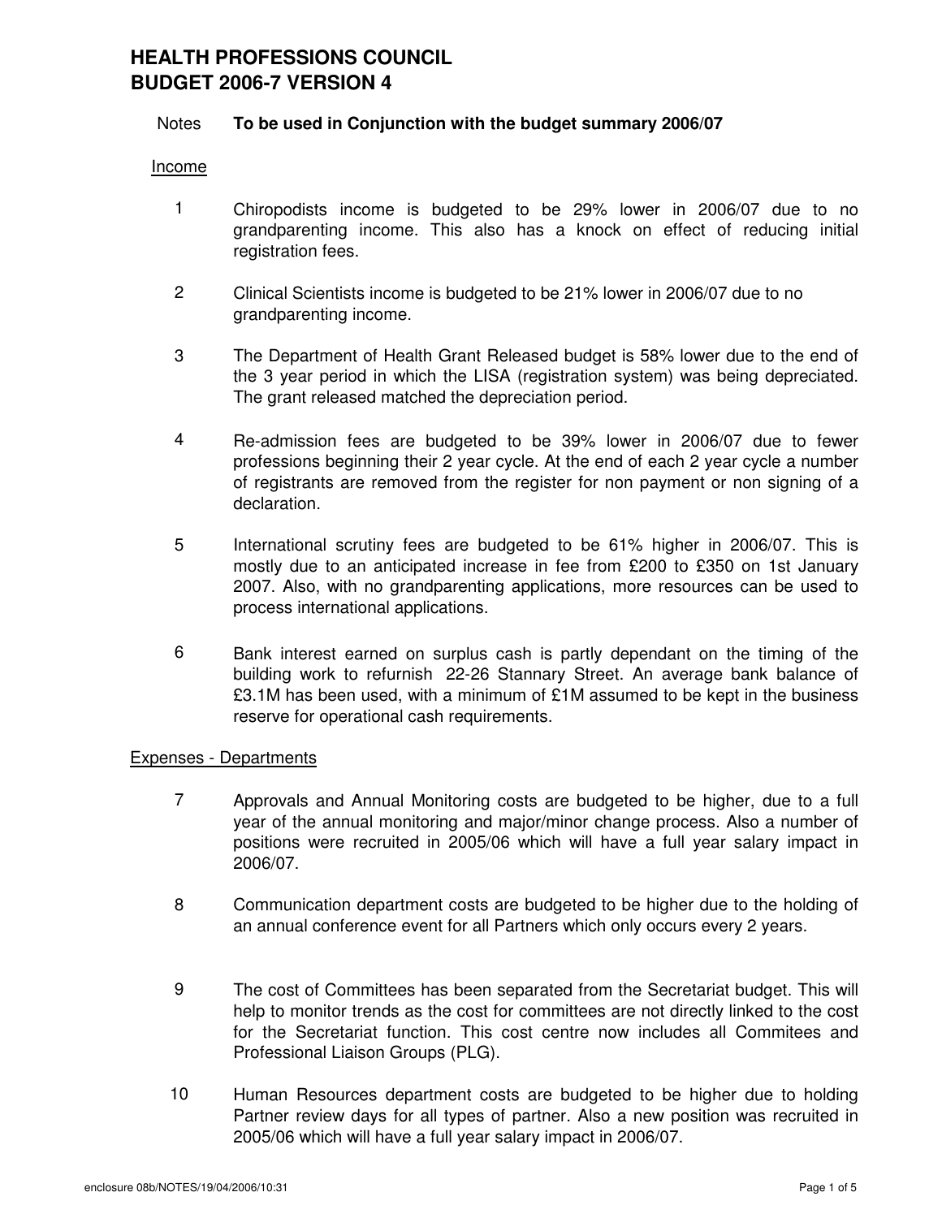# HEALTH PROFESSIONS COUNCIL
# BUDGET 2006-7 VERSION 4

Notes **To be used in Conjunction with the budget summary 2006/07**

Income

1. Chiropodists income is budgeted to be 29% lower in 2006/07 due to no grandparenting income. This also has a knock on effect of reducing initial registration fees.

2. Clinical Scientists income is budgeted to be 21% lower in 2006/07 due to no grandparenting income.

3. The Department of Health Grant Released budget is 58% lower due to the end of the 3 year period in which the LISA (registration system) was being depreciated. The grant released matched the depreciation period.

4. Re-admission fees are budgeted to be 39% lower in 2006/07 due to fewer professions beginning their 2 year cycle. At the end of each 2 year cycle a number of registrants are removed from the register for non payment or non signing of a declaration.

5. International scrutiny fees are budgeted to be 61% higher in 2006/07. This is mostly due to an anticipated increase in fee from £200 to £350 on 1st January 2007. Also, with no grandparenting applications, more resources can be used to process international applications.

6. Bank interest earned on surplus cash is partly dependant on the timing of the building work to refurnish 22-26 Stannary Street. An average bank balance of £3.1M has been used, with a minimum of £1M assumed to be kept in the business reserve for operational cash requirements.

Expenses - Departments

7. Approvals and Annual Monitoring costs are budgeted to be higher, due to a full year of the annual monitoring and major/minor change process. Also a number of positions were recruited in 2005/06 which will have a full year salary impact in 2006/07.

8. Communication department costs are budgeted to be higher due to the holding of an annual conference event for all Partners which only occurs every 2 years.

9. The cost of Committees has been separated from the Secretariat budget. This will help to monitor trends as the cost for committees are not directly linked to the cost for the Secretariat function. This cost centre now includes all Commitees and Professional Liaison Groups (PLG).

10. Human Resources department costs are budgeted to be higher due to holding Partner review days for all types of partner. Also a new position was recruited in 2005/06 which will have a full year salary impact in 2006/07.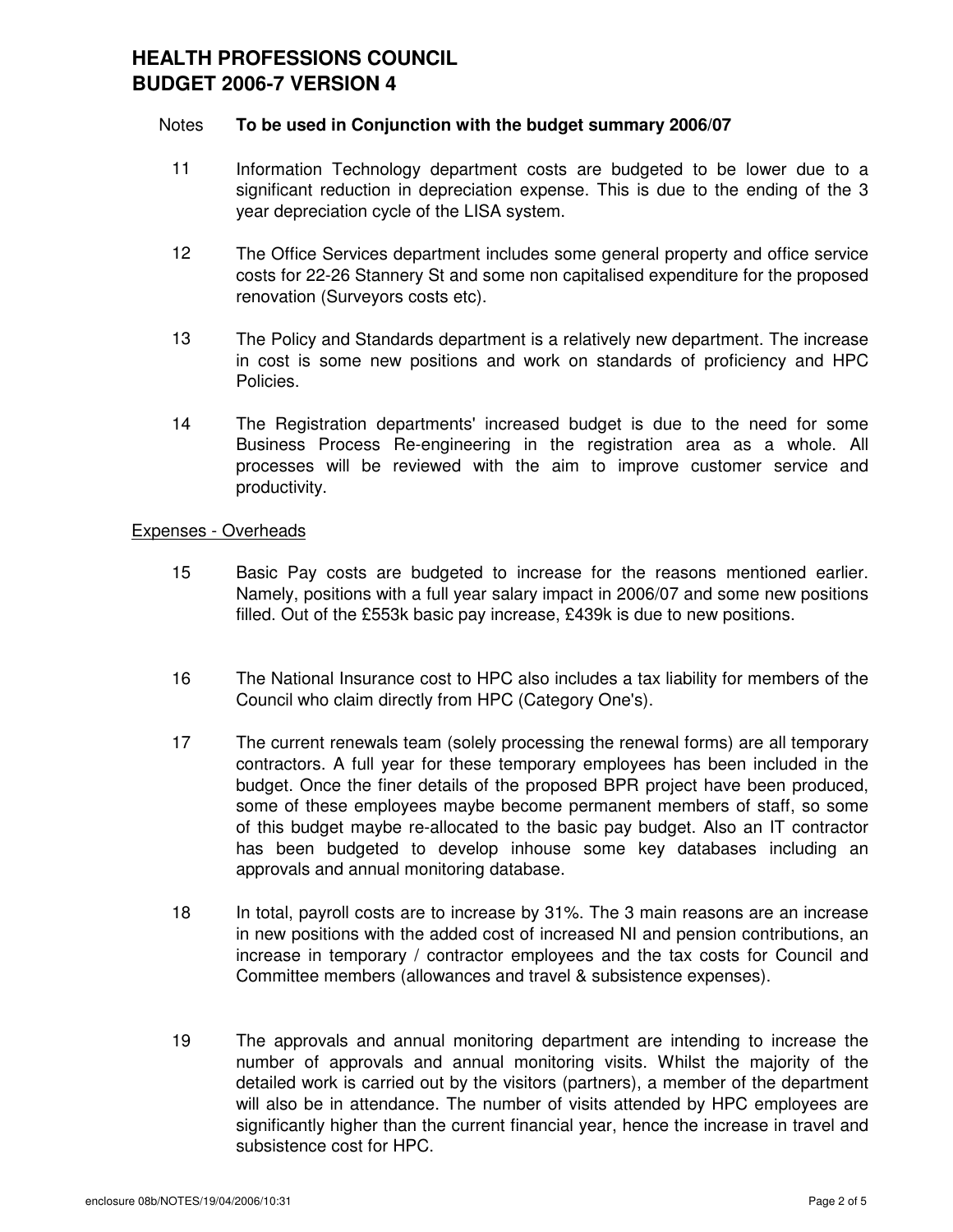# HEALTH PROFESSIONS COUNCIL
# BUDGET 2006-7 VERSION 4

Notes **To be used in Conjunction with the budget summary 2006/07**

11 Information Technology department costs are budgeted to be lower due to a significant reduction in depreciation expense. This is due to the ending of the 3 year depreciation cycle of the LISA system.

12 The Office Services department includes some general property and office service costs for 22-26 Stannery St and some non capitalised expenditure for the proposed renovation (Surveyors costs etc).

13 The Policy and Standards department is a relatively new department. The increase in cost is some new positions and work on standards of proficiency and HPC Policies.

14 The Registration departments' increased budget is due to the need for some Business Process Re-engineering in the registration area as a whole. All processes will be reviewed with the aim to improve customer service and productivity.

<u>Expenses - Overheads</u>

15 Basic Pay costs are budgeted to increase for the reasons mentioned earlier. Namely, positions with a full year salary impact in 2006/07 and some new positions filled. Out of the £553k basic pay increase, £439k is due to new positions.

16 The National Insurance cost to HPC also includes a tax liability for members of the Council who claim directly from HPC (Category One's).

17 The current renewals team (solely processing the renewal forms) are all temporary contractors. A full year for these temporary employees has been included in the budget. Once the finer details of the proposed BPR project have been produced, some of these employees maybe become permanent members of staff, so some of this budget maybe re-allocated to the basic pay budget. Also an IT contractor has been budgeted to develop inhouse some key databases including an approvals and annual monitoring database.

18 In total, payroll costs are to increase by 31%. The 3 main reasons are an increase in new positions with the added cost of increased NI and pension contributions, an increase in temporary / contractor employees and the tax costs for Council and Committee members (allowances and travel & subsistence expenses).

19 The approvals and annual monitoring department are intending to increase the number of approvals and annual monitoring visits. Whilst the majority of the detailed work is carried out by the visitors (partners), a member of the department will also be in attendance. The number of visits attended by HPC employees are significantly higher than the current financial year, hence the increase in travel and subsistence cost for HPC.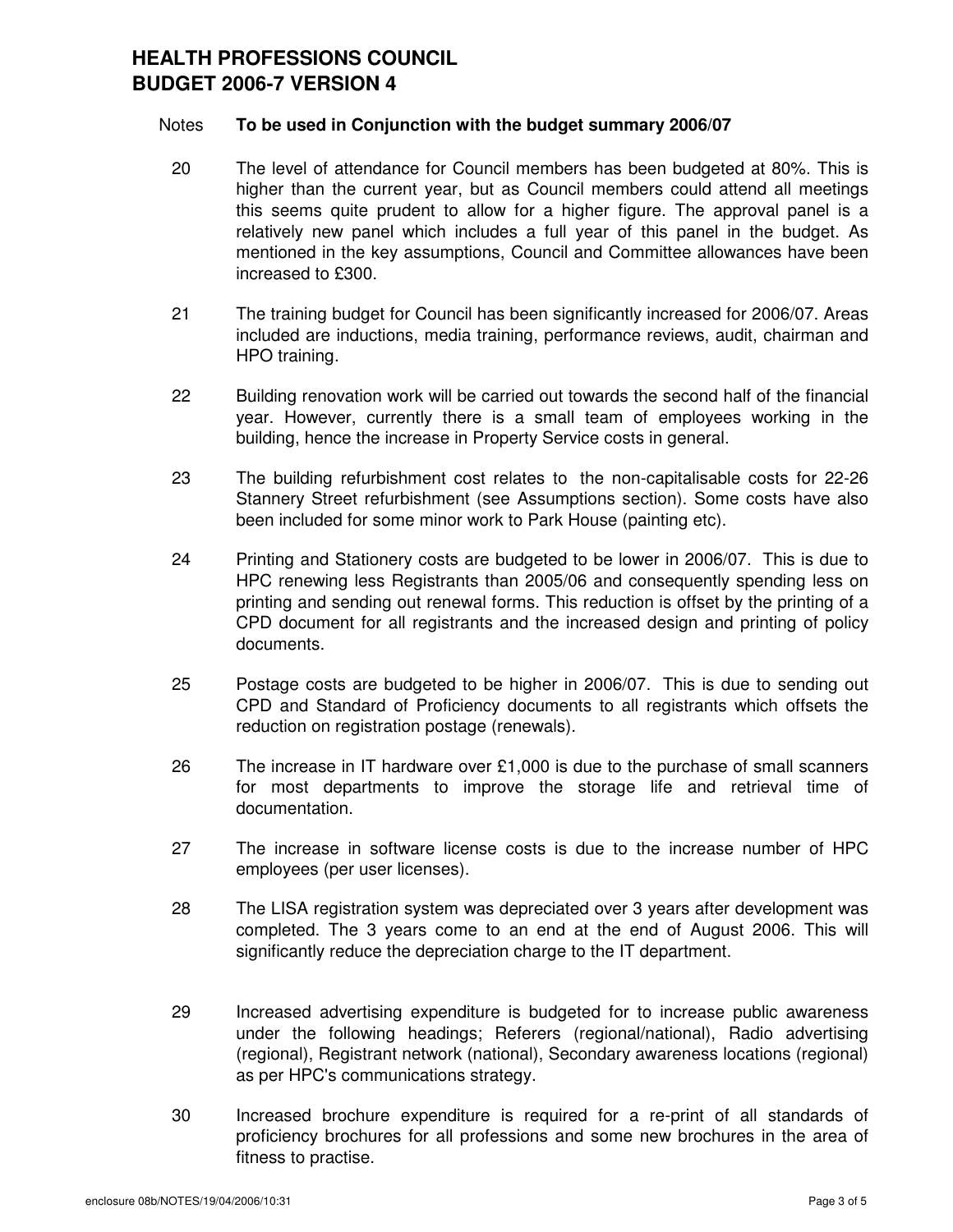# HEALTH PROFESSIONS COUNCIL
# BUDGET 2006-7 VERSION 4

Notes **To be used in Conjunction with the budget summary 2006/07**

20 The level of attendance for Council members has been budgeted at 80%. This is higher than the current year, but as Council members could attend all meetings this seems quite prudent to allow for a higher figure. The approval panel is a relatively new panel which includes a full year of this panel in the budget. As mentioned in the key assumptions, Council and Committee allowances have been increased to £300.

21 The training budget for Council has been significantly increased for 2006/07. Areas included are inductions, media training, performance reviews, audit, chairman and HPO training.

22 Building renovation work will be carried out towards the second half of the financial year. However, currently there is a small team of employees working in the building, hence the increase in Property Service costs in general.

23 The building refurbishment cost relates to the non-capitalisable costs for 22-26 Stannery Street refurbishment (see Assumptions section). Some costs have also been included for some minor work to Park House (painting etc).

24 Printing and Stationery costs are budgeted to be lower in 2006/07. This is due to HPC renewing less Registrants than 2005/06 and consequently spending less on printing and sending out renewal forms. This reduction is offset by the printing of a CPD document for all registrants and the increased design and printing of policy documents.

25 Postage costs are budgeted to be higher in 2006/07. This is due to sending out CPD and Standard of Proficiency documents to all registrants which offsets the reduction on registration postage (renewals).

26 The increase in IT hardware over £1,000 is due to the purchase of small scanners for most departments to improve the storage life and retrieval time of documentation.

27 The increase in software license costs is due to the increase number of HPC employees (per user licenses).

28 The LISA registration system was depreciated over 3 years after development was completed. The 3 years come to an end at the end of August 2006. This will significantly reduce the depreciation charge to the IT department.

29 Increased advertising expenditure is budgeted for to increase public awareness under the following headings; Referers (regional/national), Radio advertising (regional), Registrant network (national), Secondary awareness locations (regional) as per HPC's communications strategy.

30 Increased brochure expenditure is required for a re-print of all standards of proficiency brochures for all professions and some new brochures in the area of fitness to practise.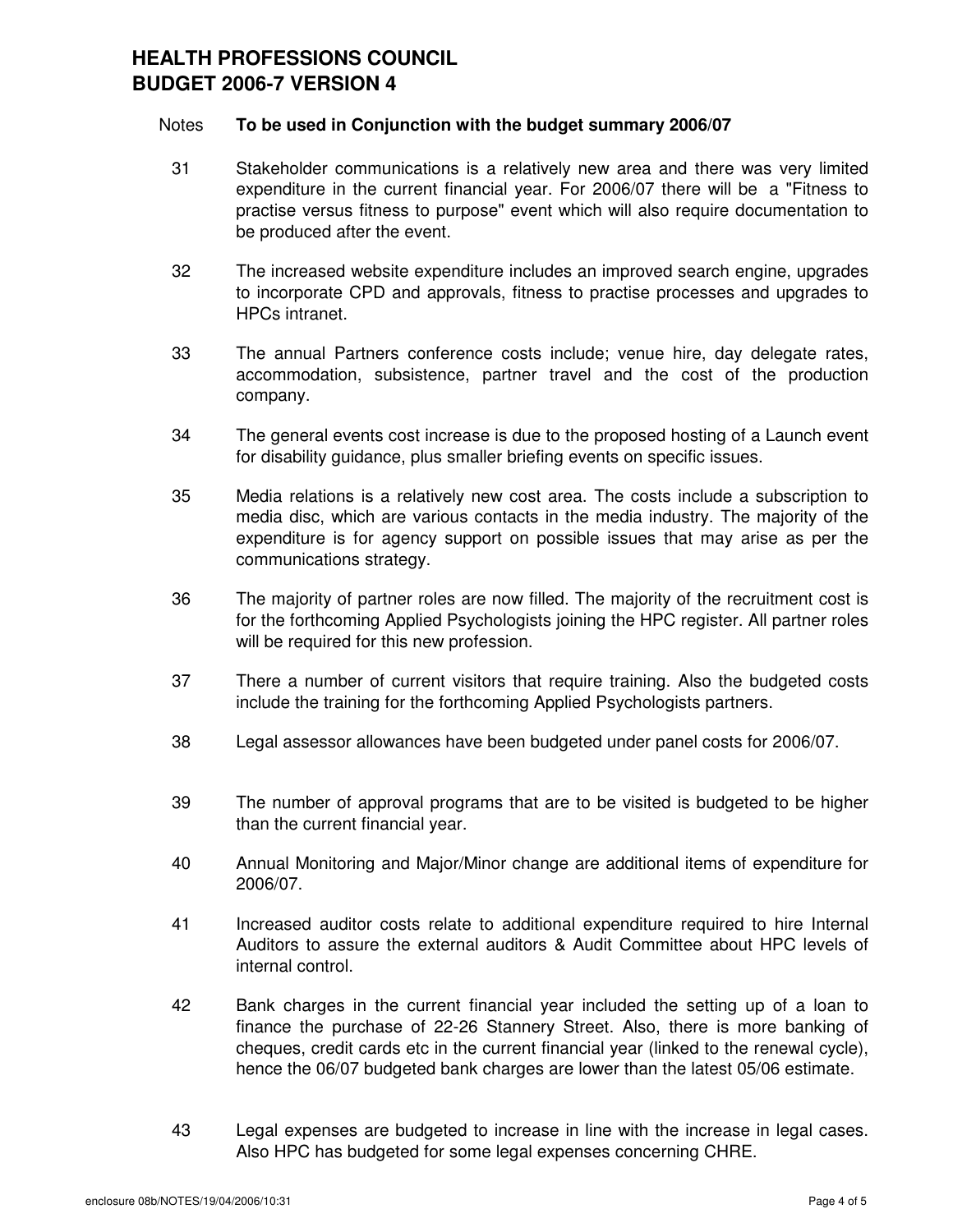# HEALTH PROFESSIONS COUNCIL
# BUDGET 2006-7 VERSION 4

Notes **To be used in Conjunction with the budget summary 2006/07**

31 Stakeholder communications is a relatively new area and there was very limited expenditure in the current financial year. For 2006/07 there will be a "Fitness to practise versus fitness to purpose" event which will also require documentation to be produced after the event.

32 The increased website expenditure includes an improved search engine, upgrades to incorporate CPD and approvals, fitness to practise processes and upgrades to HPCs intranet.

33 The annual Partners conference costs include; venue hire, day delegate rates, accommodation, subsistence, partner travel and the cost of the production company.

34 The general events cost increase is due to the proposed hosting of a Launch event for disability guidance, plus smaller briefing events on specific issues.

35 Media relations is a relatively new cost area. The costs include a subscription to media disc, which are various contacts in the media industry. The majority of the expenditure is for agency support on possible issues that may arise as per the communications strategy.

36 The majority of partner roles are now filled. The majority of the recruitment cost is for the forthcoming Applied Psychologists joining the HPC register. All partner roles will be required for this new profession.

37 There a number of current visitors that require training. Also the budgeted costs include the training for the forthcoming Applied Psychologists partners.

38 Legal assessor allowances have been budgeted under panel costs for 2006/07.

39 The number of approval programs that are to be visited is budgeted to be higher than the current financial year.

40 Annual Monitoring and Major/Minor change are additional items of expenditure for 2006/07.

41 Increased auditor costs relate to additional expenditure required to hire Internal Auditors to assure the external auditors & Audit Committee about HPC levels of internal control.

42 Bank charges in the current financial year included the setting up of a loan to finance the purchase of 22-26 Stannery Street. Also, there is more banking of cheques, credit cards etc in the current financial year (linked to the renewal cycle), hence the 06/07 budgeted bank charges are lower than the latest 05/06 estimate.

43 Legal expenses are budgeted to increase in line with the increase in legal cases. Also HPC has budgeted for some legal expenses concerning CHRE.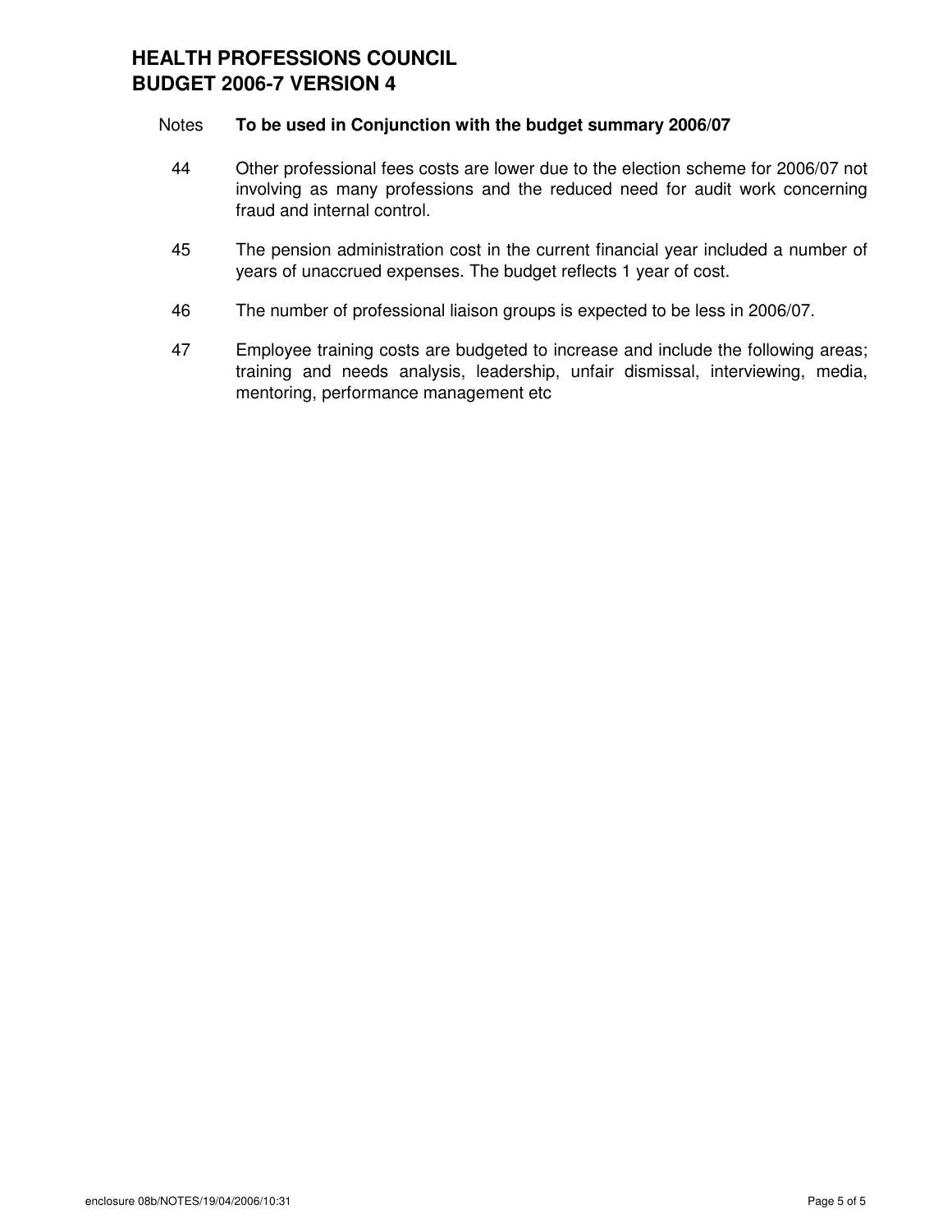# HEALTH PROFESSIONS COUNCIL
# BUDGET 2006-7 VERSION 4

Notes **To be used in Conjunction with the budget summary 2006/07**

44 Other professional fees costs are lower due to the election scheme for 2006/07 not involving as many professions and the reduced need for audit work concerning fraud and internal control.

45 The pension administration cost in the current financial year included a number of years of unaccrued expenses. The budget reflects 1 year of cost.

46 The number of professional liaison groups is expected to be less in 2006/07.

47 Employee training costs are budgeted to increase and include the following areas; training and needs analysis, leadership, unfair dismissal, interviewing, media, mentoring, performance management etc

enclosure 08b/NOTES/19/04/2006/10:31